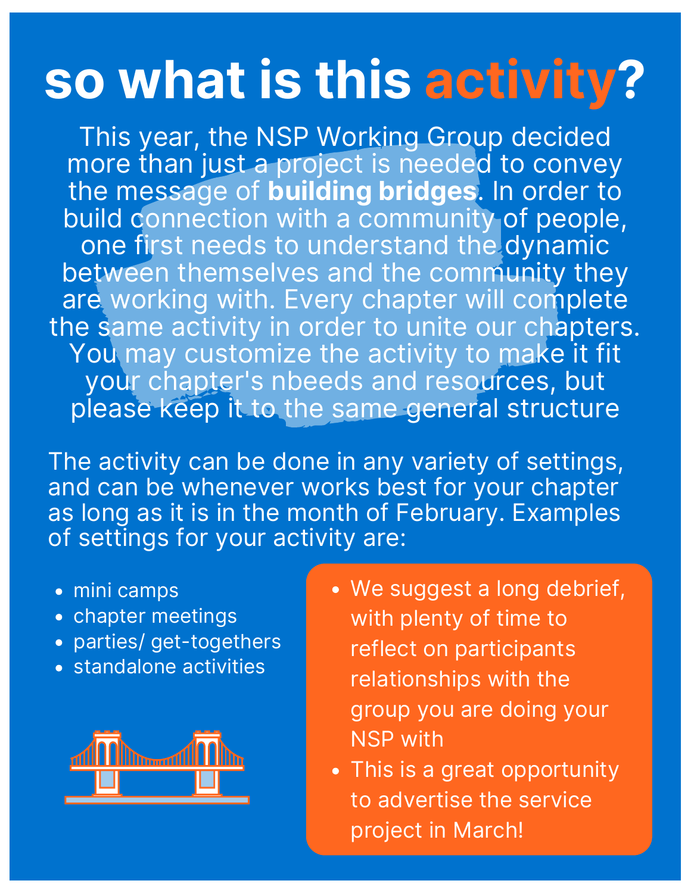# so what is this activity?

This year, the NSP Working Group decided more than just a project is needed to convey the message of **building bridges**. In order to build connection with a community of people, one first needs to understand the dynamic between themselves and the community they are working with. Every chapter will complete the same activity in order to unite our chapters. You may customize the activity to make it fit your chapter's nbeeds and resources, but please keep it to the same general structure

The activity can be done in any variety of settings, and can be whenever works best for your chapter as long as it is in the month of February. Examples of settings for your activity are:

- mini camps
- chapter meetings
- parties/ get-togethers
- standalone activities

- We suggest a long debrief, with plenty of time to reflect on participants relationships with the group you are doing your NSP with
- This is a great opportunity to advertise the service project in March!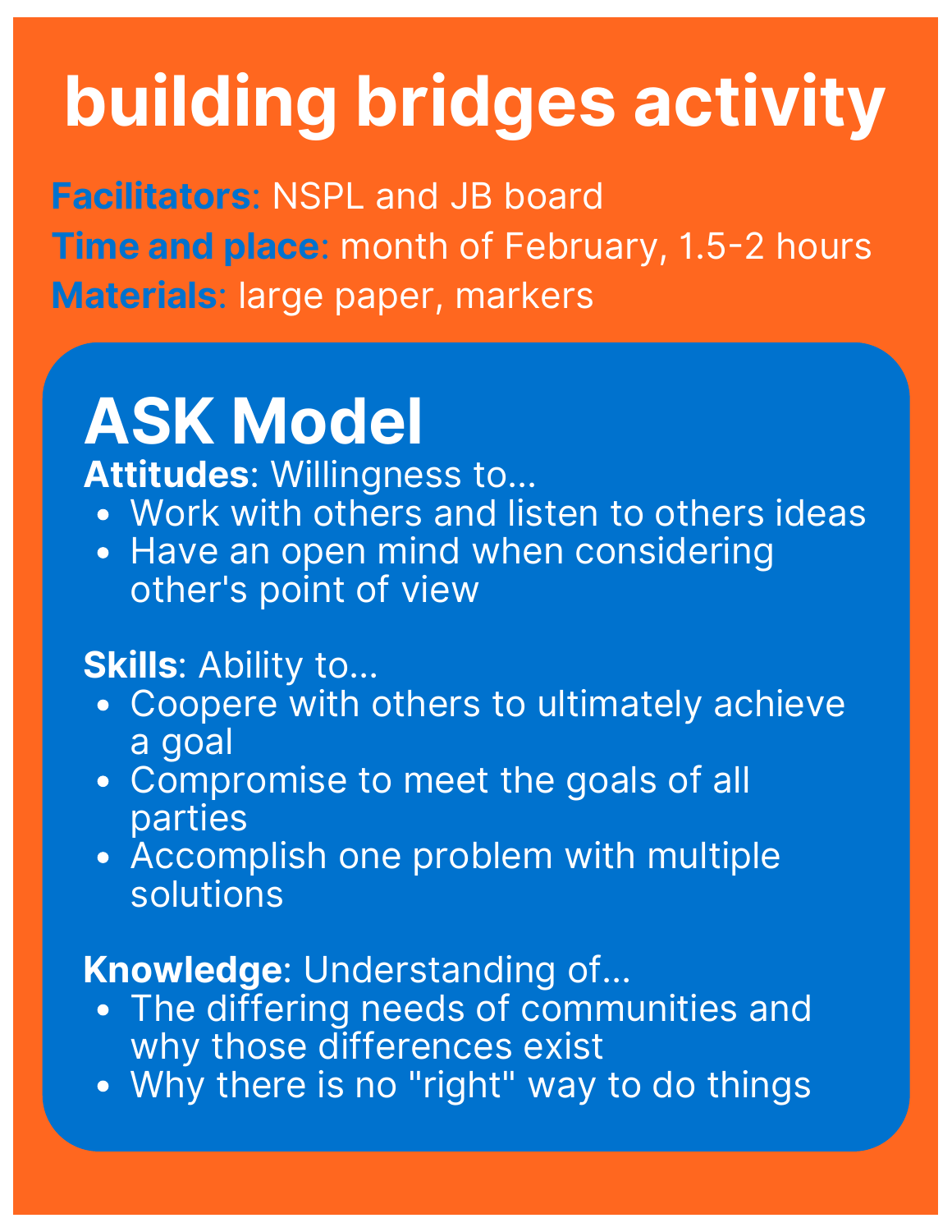# building bridges activity

**Facilitators**: NSPL and JB board

**Time and place**: month of February, 1.5-2 hours

**Materials**: large paper, markers

## ASK Model

**Attitudes**: Willingness to...

- Work with others and listen to others ideas
- Have an open mind when considering other's point of view

**Skills**: Ability to...

- Coopere with others to ultimately achieve a goal
- Compromise to meet the goals of all parties
- Accomplish one problem with multiple solutions

**Knowledge**: Understanding of...

- The differing needs of communities and why those differences exist
- Why there is no "right" way to do things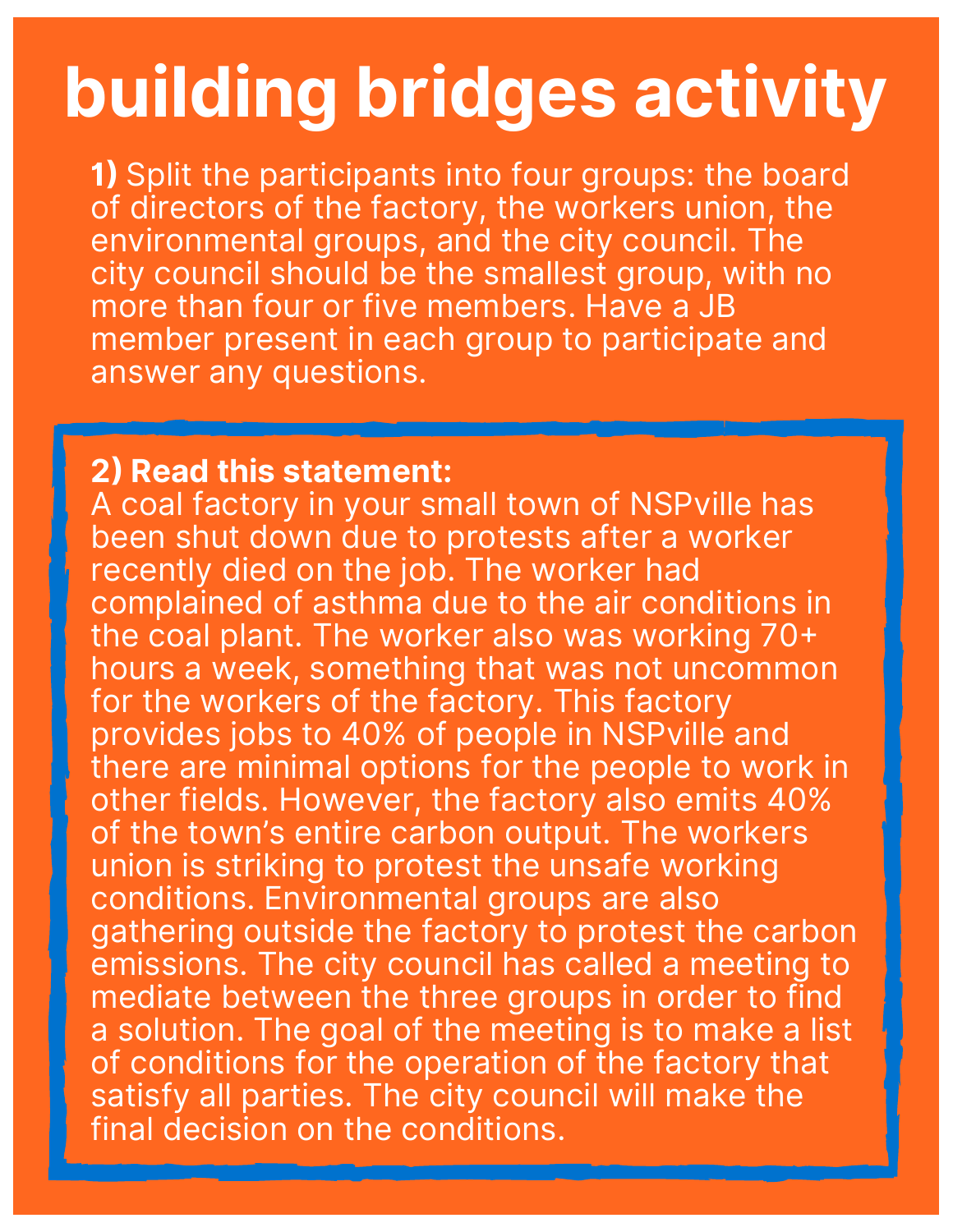# building bridges activity

**1)** Split the participants into four groups: the board of directors of the factory, the workers union, the environmental groups, and the city council. The city council should be the smallest group, with no more than four or five members. Have a JB member present in each group to participate and answer any questions.

**2) Read this statement:**
A coal factory in your small town of NSPville has been shut down due to protests after a worker recently died on the job. The worker had complained of asthma due to the air conditions in the coal plant. The worker also was working 70+ hours a week, something that was not uncommon for the workers of the factory. This factory provides jobs to 40% of people in NSPville and there are minimal options for the people to work in other fields. However, the factory also emits 40% of the town's entire carbon output. The workers union is striking to protest the unsafe working conditions. Environmental groups are also gathering outside the factory to protest the carbon emissions. The city council has called a meeting to mediate between the three groups in order to find a solution. The goal of the meeting is to make a list of conditions for the operation of the factory that satisfy all parties. The city council will make the final decision on the conditions.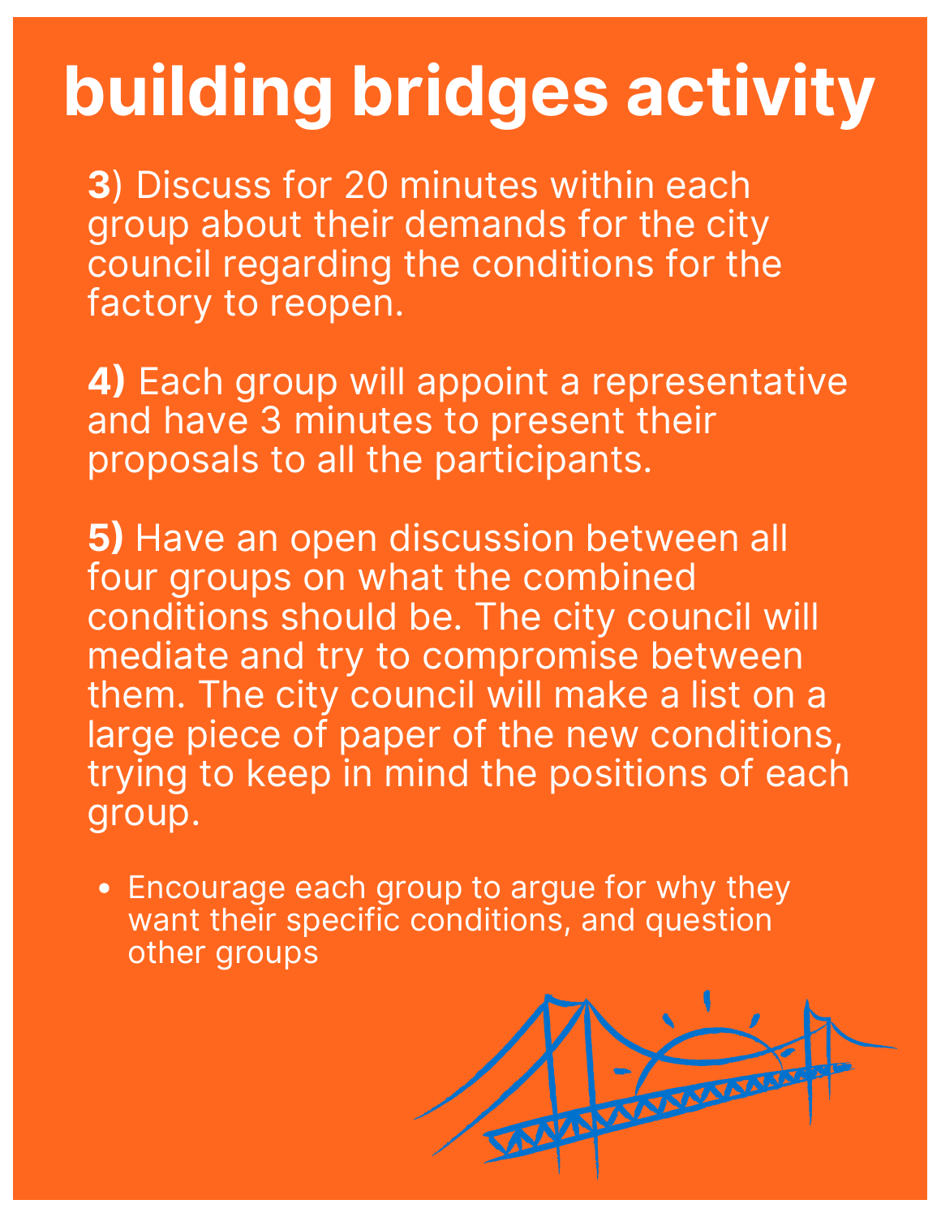# building bridges activity

**3**) Discuss for 20 minutes within each group about their demands for the city council regarding the conditions for the factory to reopen.

**4)** Each group will appoint a representative and have 3 minutes to present their proposals to all the participants.

**5)** Have an open discussion between all four groups on what the combined conditions should be. The city council will mediate and try to compromise between them. The city council will make a list on a large piece of paper of the new conditions, trying to keep in mind the positions of each group.

- Encourage each group to argue for why they want their specific conditions, and question other groups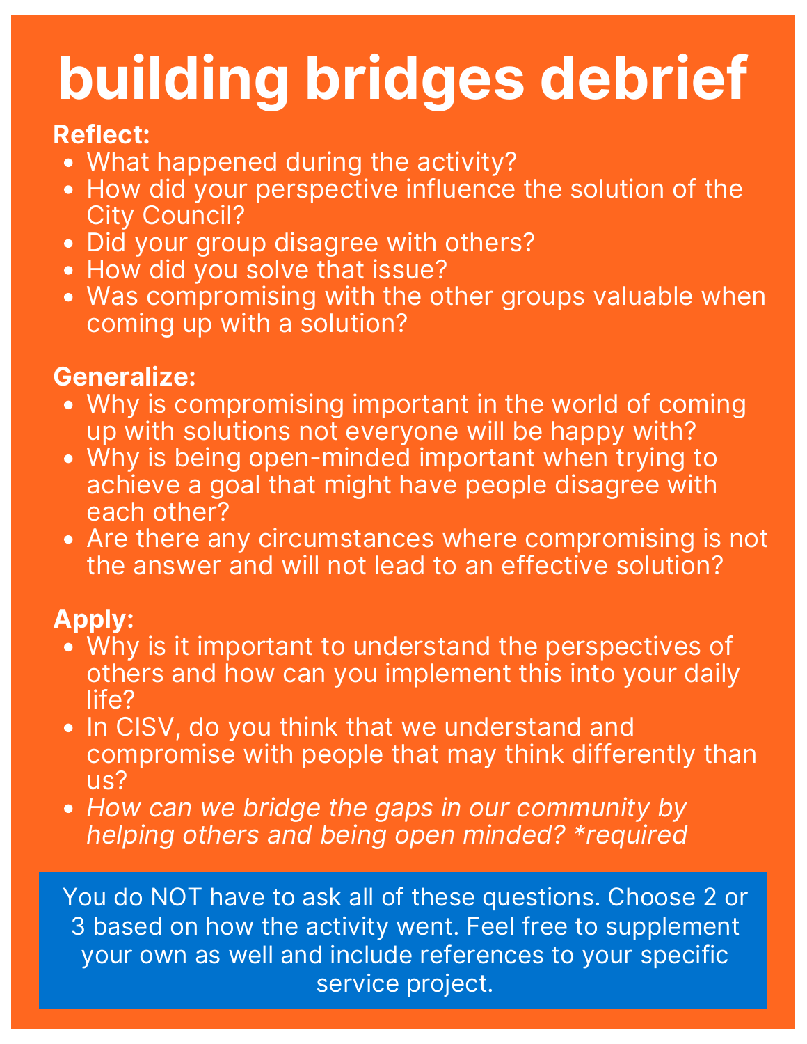# building bridges debrief

**Reflect:**

- What happened during the activity?
- How did your perspective influence the solution of the City Council?
- Did your group disagree with others?
- How did you solve that issue?
- Was compromising with the other groups valuable when coming up with a solution?

**Generalize:**

- Why is compromising important in the world of coming up with solutions not everyone will be happy with?
- Why is being open-minded important when trying to achieve a goal that might have people disagree with each other?
- Are there any circumstances where compromising is not the answer and will not lead to an effective solution?

**Apply:**

- Why is it important to understand the perspectives of others and how can you implement this into your daily life?
- In CISV, do you think that we understand and compromise with people that may think differently than us?
- *How can we bridge the gaps in our community by helping others and being open minded? *required*

You do NOT have to ask all of these questions. Choose 2 or 3 based on how the activity went. Feel free to supplement your own as well and include references to your specific service project.